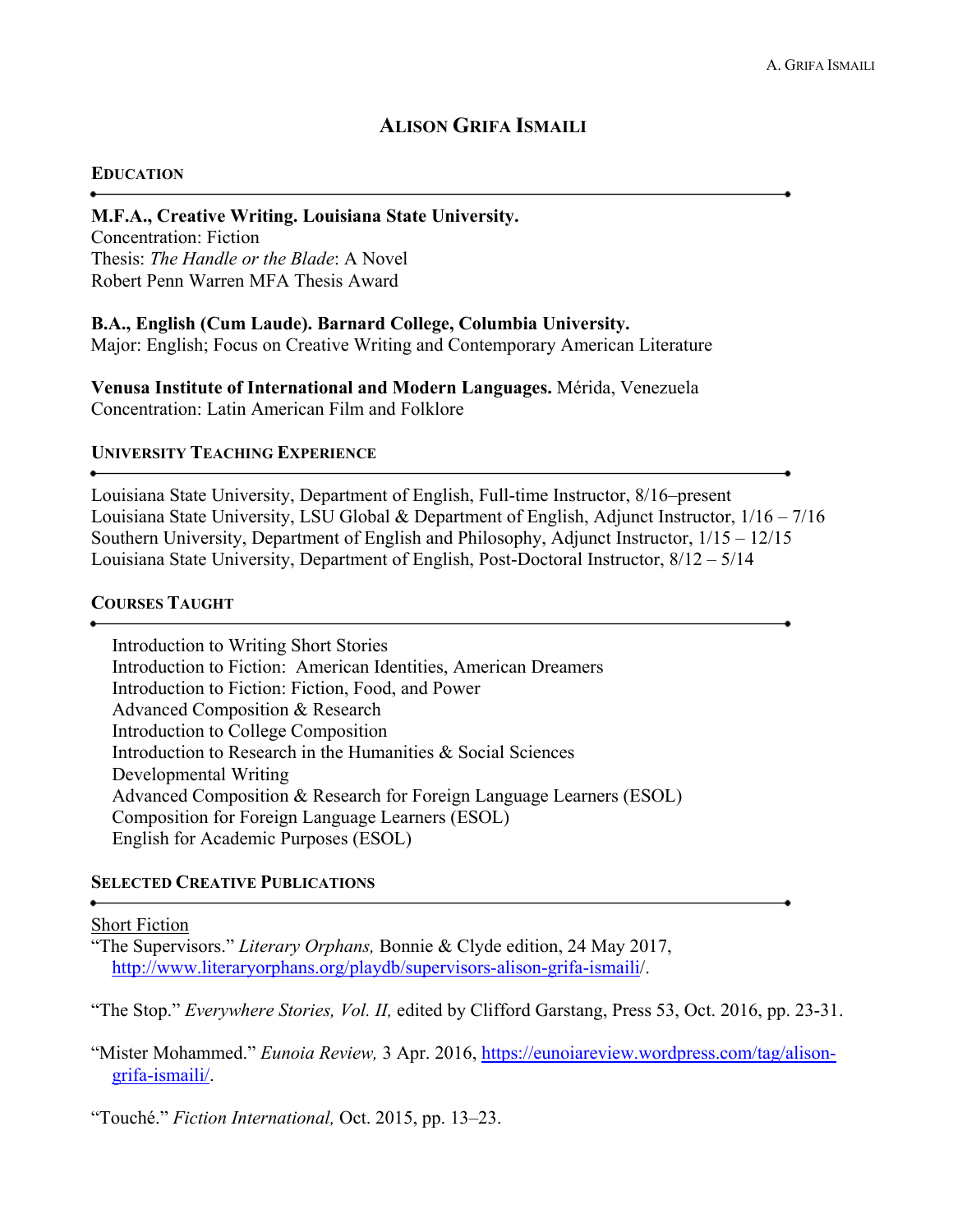# ALISON GRIFA ISMAILI

## EDUCATION

**M.F.A., Creative Writing. Louisiana State University.**
Concentration: Fiction
Thesis: *The Handle or the Blade*: A Novel
Robert Penn Warren MFA Thesis Award

**B.A., English (Cum Laude). Barnard College, Columbia University.**
Major: English; Focus on Creative Writing and Contemporary American Literature

**Venusa Institute of International and Modern Languages.** Mérida, Venezuela
Concentration: Latin American Film and Folklore

## UNIVERSITY TEACHING EXPERIENCE

Louisiana State University, Department of English, Full-time Instructor, 8/16–present
Louisiana State University, LSU Global & Department of English, Adjunct Instructor, 1/16 – 7/16
Southern University, Department of English and Philosophy, Adjunct Instructor, 1/15 – 12/15
Louisiana State University, Department of English, Post-Doctoral Instructor, 8/12 – 5/14

## COURSES TAUGHT

Introduction to Writing Short Stories
Introduction to Fiction: American Identities, American Dreamers
Introduction to Fiction: Fiction, Food, and Power
Advanced Composition & Research
Introduction to College Composition
Introduction to Research in the Humanities & Social Sciences
Developmental Writing
Advanced Composition & Research for Foreign Language Learners (ESOL)
Composition for Foreign Language Learners (ESOL)
English for Academic Purposes (ESOL)

## SELECTED CREATIVE PUBLICATIONS

Short Fiction

"The Supervisors." *Literary Orphans,* Bonnie & Clyde edition, 24 May 2017, http://www.literaryorphans.org/playdb/supervisors-alison-grifa-ismaili/.

"The Stop." *Everywhere Stories, Vol. II,* edited by Clifford Garstang, Press 53, Oct. 2016, pp. 23-31.

"Mister Mohammed." *Eunoia Review,* 3 Apr. 2016, https://eunoiareview.wordpress.com/tag/alison-grifa-ismaili/.

"Touché." *Fiction International,* Oct. 2015, pp. 13–23.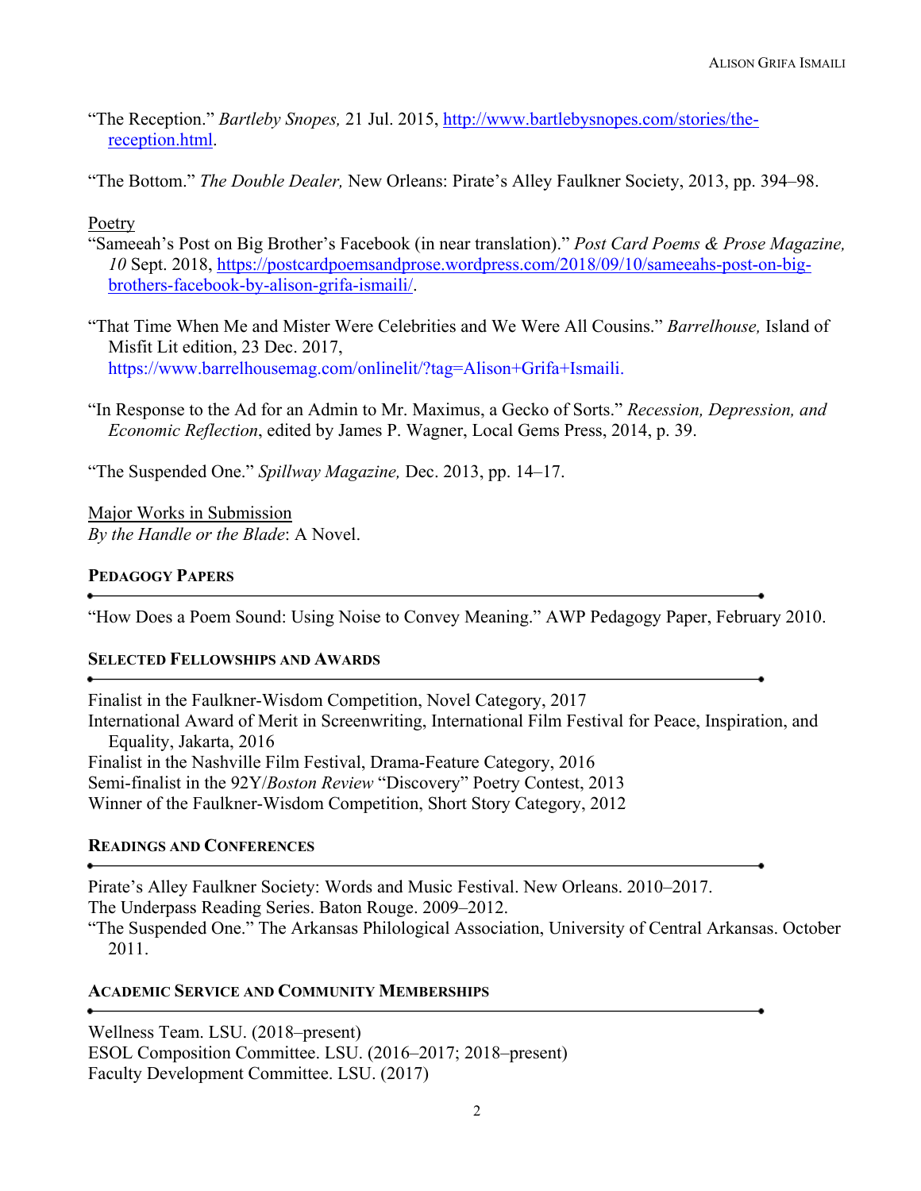"The Reception." *Bartleby Snopes,* 21 Jul. 2015, [http://www.bartlebysnopes.com/stories/the-reception.html](http://www.bartlebysnopes.com/stories/the-reception.html).

"The Bottom." *The Double Dealer,* New Orleans: Pirate's Alley Faulkner Society, 2013, pp. 394–98.

<u>Poetry</u>

"Sameeah's Post on Big Brother's Facebook (in near translation)." *Post Card Poems & Prose Magazine, 10* Sept. 2018, [https://postcardpoemsandprose.wordpress.com/2018/09/10/sameeahs-post-on-big-brothers-facebook-by-alison-grifa-ismaili/](https://postcardpoemsandprose.wordpress.com/2018/09/10/sameeahs-post-on-big-brothers-facebook-by-alison-grifa-ismaili/).

"That Time When Me and Mister Were Celebrities and We Were All Cousins." *Barrelhouse,* Island of Misfit Lit edition, 23 Dec. 2017, https://www.barrelhousemag.com/onlinelit/?tag=Alison+Grifa+Ismaili.

"In Response to the Ad for an Admin to Mr. Maximus, a Gecko of Sorts." *Recession, Depression, and Economic Reflection*, edited by James P. Wagner, Local Gems Press, 2014, p. 39.

"The Suspended One." *Spillway Magazine,* Dec. 2013, pp. 14–17.

<u>Major Works in Submission</u>

*By the Handle or the Blade*: A Novel.

## Pedagogy Papers

"How Does a Poem Sound: Using Noise to Convey Meaning." AWP Pedagogy Paper, February 2010.

## Selected Fellowships and Awards

Finalist in the Faulkner-Wisdom Competition, Novel Category, 2017
International Award of Merit in Screenwriting, International Film Festival for Peace, Inspiration, and Equality, Jakarta, 2016
Finalist in the Nashville Film Festival, Drama-Feature Category, 2016
Semi-finalist in the 92Y/*Boston Review* "Discovery" Poetry Contest, 2013
Winner of the Faulkner-Wisdom Competition, Short Story Category, 2012

## Readings and Conferences

Pirate's Alley Faulkner Society: Words and Music Festival. New Orleans. 2010–2017.
The Underpass Reading Series. Baton Rouge. 2009–2012.
"The Suspended One." The Arkansas Philological Association, University of Central Arkansas. October 2011.

## Academic Service and Community Memberships

Wellness Team. LSU. (2018–present)
ESOL Composition Committee. LSU. (2016–2017; 2018–present)
Faculty Development Committee. LSU. (2017)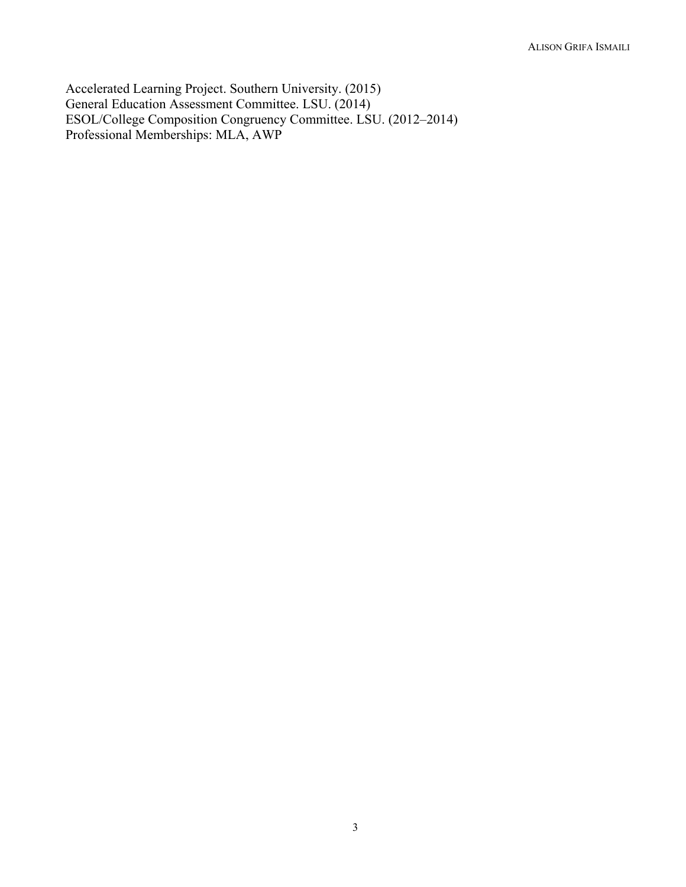Accelerated Learning Project. Southern University. (2015)
General Education Assessment Committee. LSU. (2014)
ESOL/College Composition Congruency Committee. LSU. (2012–2014)
Professional Memberships: MLA, AWP